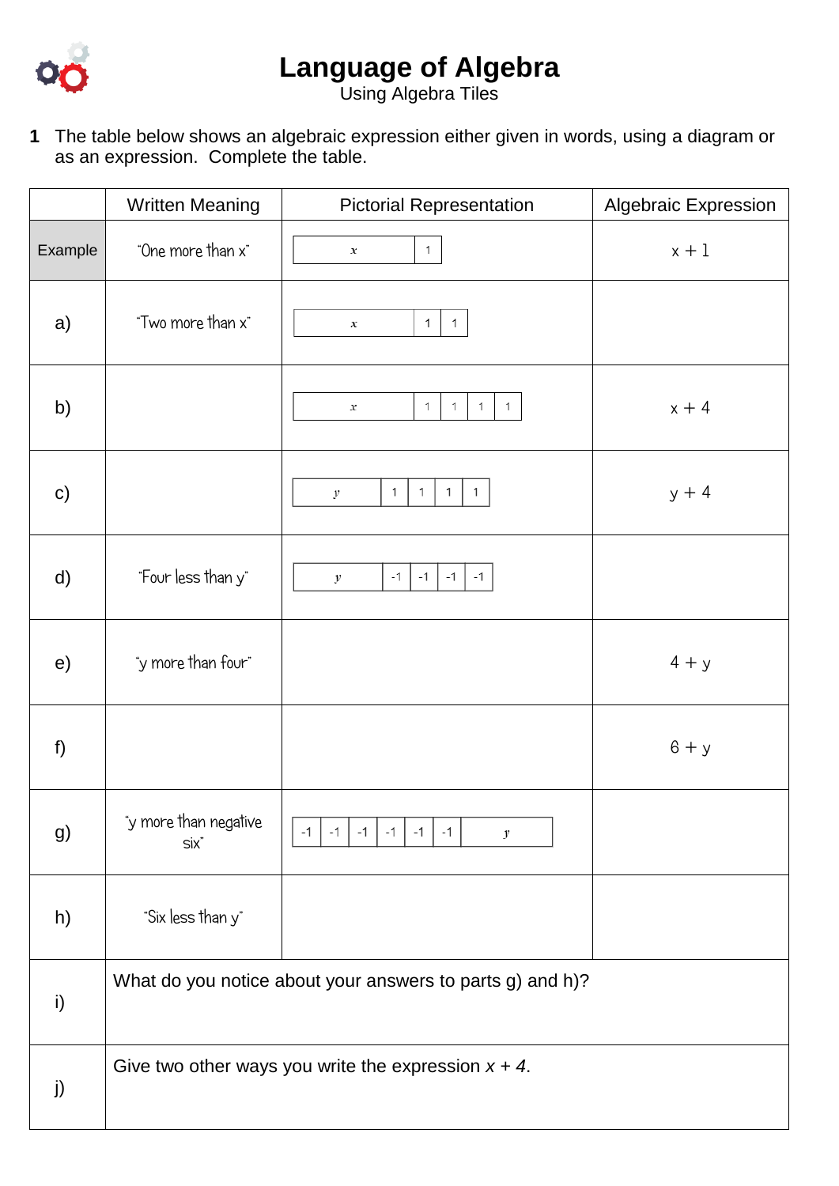# Language of Algebra

Using Algebra Tiles

**1** The table below shows an algebraic expression either given in words, using a diagram or as an expression. Complete the table.

| | Written Meaning | Pictorial Representation | Algebraic Expression |
|---|---|---|---|
| Example | "One more than x" | [ x ][ 1 ] | x + 1 |
| a) | "Two more than x" | [ x ][ 1 ][ 1 ] | |
| b) | | [ x ][ 1 ][ 1 ][ 1 ][ 1 ] | x + 4 |
| c) | | [ y ][ 1 ][ 1 ][ 1 ][ 1 ] | y + 4 |
| d) | "Four less than y" | [ y ][ -1 ][ -1 ][ -1 ][ -1 ] | |
| e) | "y more than four" | | 4 + y |
| f) | | | 6 + y |
| g) | "y more than negative six" | [ -1 ][ -1 ][ -1 ][ -1 ][ -1 ][ -1 ][ y ] | |
| h) | "Six less than y" | | |
| i) | What do you notice about your answers to parts g) and h)? | | |
| j) | Give two other ways you write the expression $x + 4$. | | |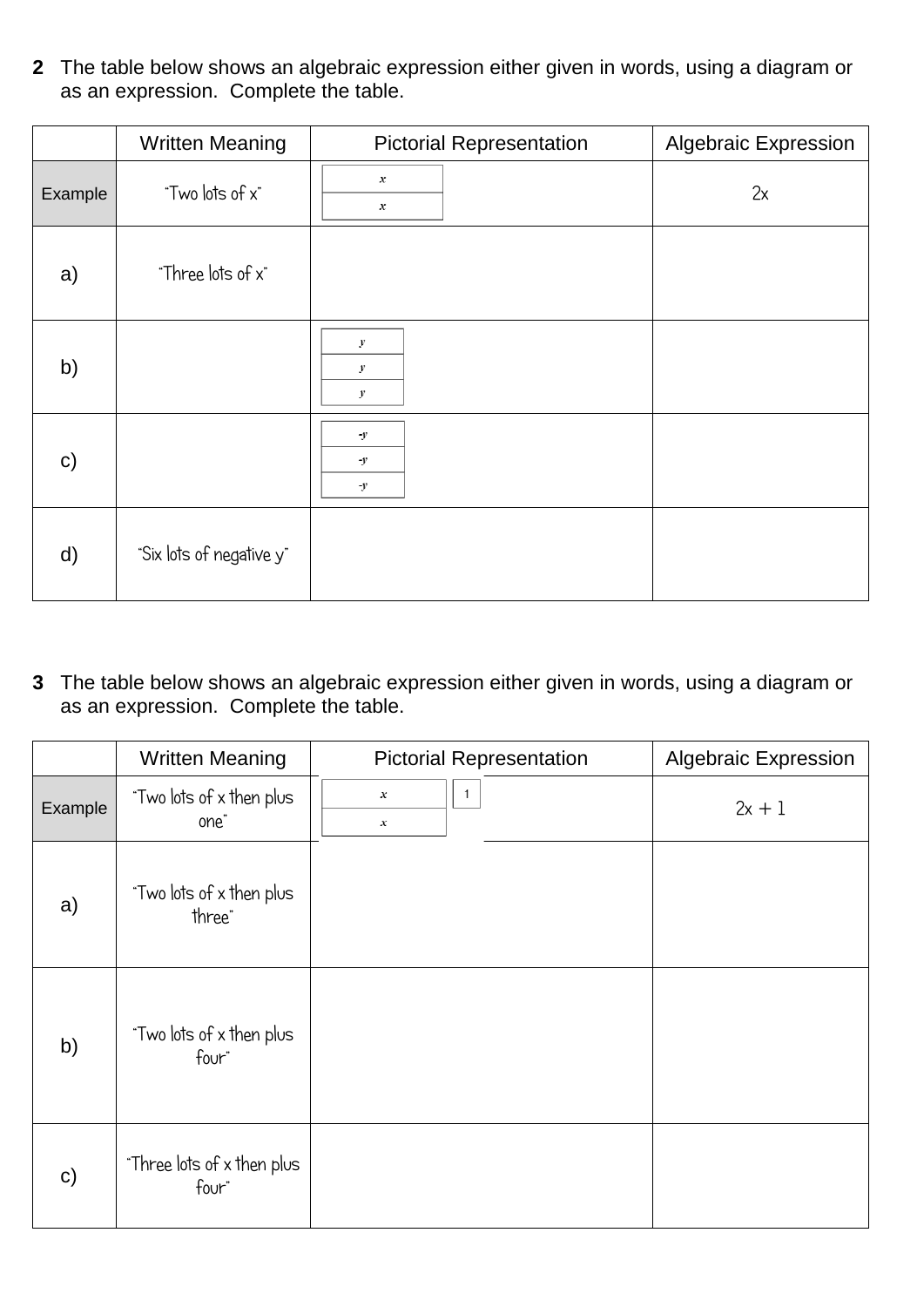**2** The table below shows an algebraic expression either given in words, using a diagram or as an expression. Complete the table.

| | Written Meaning | Pictorial Representation | Algebraic Expression |
|---|---|---|---|
| Example | "Two lots of x" | x / x | 2x |
| a) | "Three lots of x" | | |
| b) | | y / y / y | |
| c) | | -y / -y / -y | |
| d) | "Six lots of negative y" | | |

**3** The table below shows an algebraic expression either given in words, using a diagram or as an expression. Complete the table.

| | Written Meaning | Pictorial Representation | Algebraic Expression |
|---|---|---|---|
| Example | "Two lots of x then plus one" | x / x, 1 | $2x + 1$ |
| a) | "Two lots of x then plus three" | | |
| b) | "Two lots of x then plus four" | | |
| c) | "Three lots of x then plus four" | | |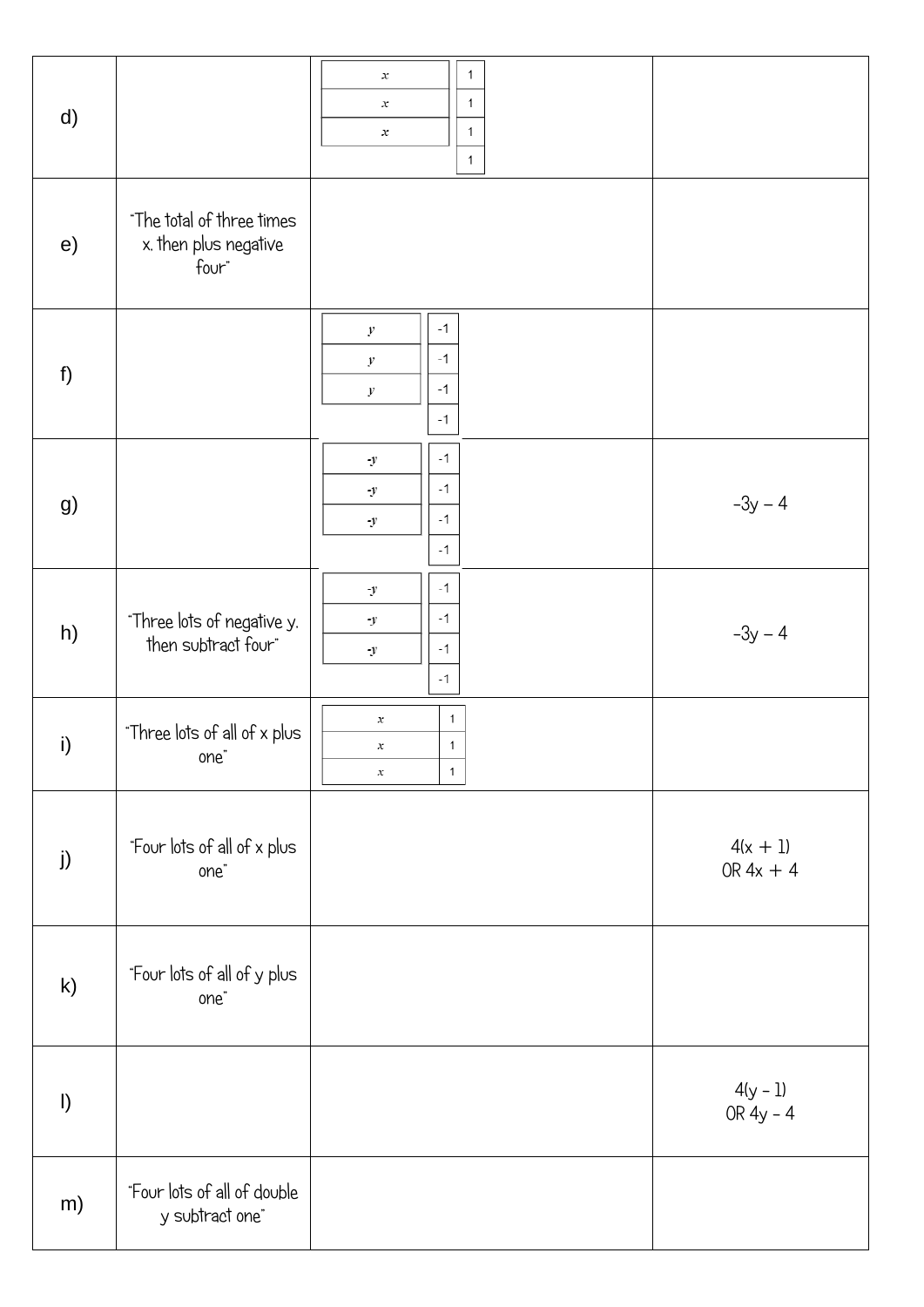| | | | |
|---|---|---|---|
| d) | | $x$ $x$ $x$ 1 1 1 1 | |
| e) | "The total of three times x, then plus negative four" | | |
| f) | | $y$ $y$ $y$ -1 -1 -1 -1 | |
| g) | | $-y$ $-y$ $-y$ -1 -1 -1 -1 | $-3y - 4$ |
| h) | "Three lots of negative y, then subtract four" | $-y$ $-y$ $-y$ -1 -1 -1 -1 | $-3y - 4$ |
| i) | "Three lots of all of x plus one" | $x$ 1 $x$ 1 $x$ 1 | |
| j) | "Four lots of all of x plus one" | | $4(x + 1)$ OR $4x + 4$ |
| k) | "Four lots of all of y plus one" | | |
| l) | | | $4(y - 1)$ OR $4y - 4$ |
| m) | "Four lots of all of double y subtract one" | | |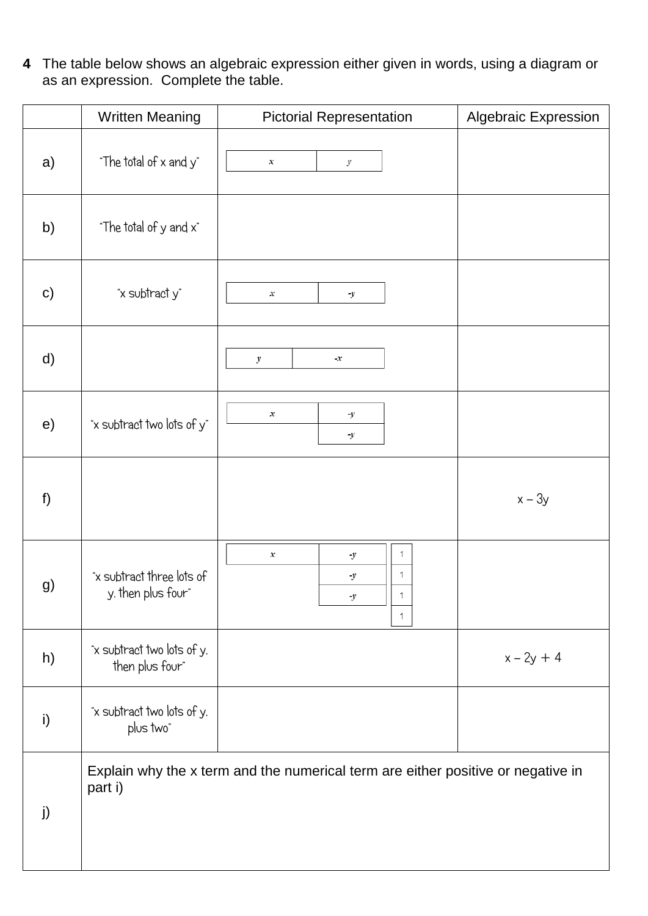**4** The table below shows an algebraic expression either given in words, using a diagram or as an expression. Complete the table.

| | Written Meaning | Pictorial Representation | Algebraic Expression |
|---|---|---|---|
| a) | "The total of x and y" | [ $x$ \| $y$ ] | |
| b) | "The total of y and x" | | |
| c) | "x subtract y" | [ $x$ \| $-y$ ] | |
| d) | | [ $y$ \| $-x$ ] | |
| e) | "x subtract two lots of y" | [ $x$ \| $-y$ ] [ $-y$ ] | |
| f) | | | $x - 3y$ |
| g) | "x subtract three lots of y, then plus four" | [ $x$ \| $-y$ ] [ $-y$ ] [ $-y$ ] [ 1 ] [ 1 ] [ 1 ] [ 1 ] | |
| h) | "x subtract two lots of y, then plus four" | | $x - 2y + 4$ |
| i) | "x subtract two lots of y, plus two" | | |
| j) | Explain why the x term and the numerical term are either positive or negative in part i) | | |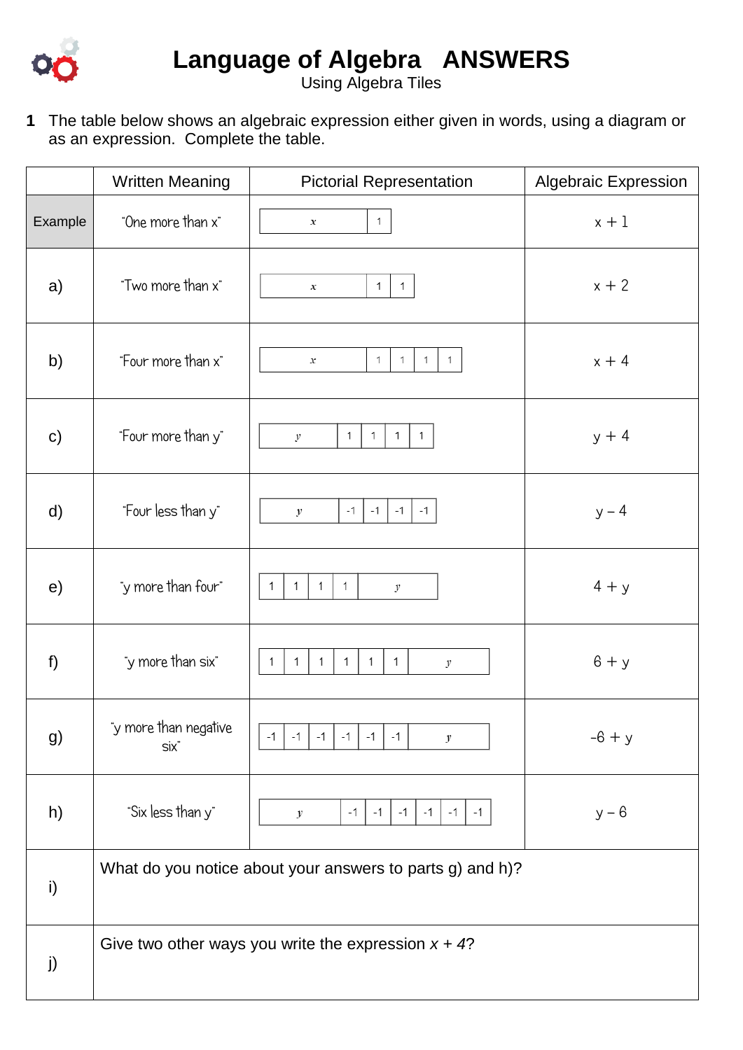# Language of Algebra ANSWERS

Using Algebra Tiles

**1** The table below shows an algebraic expression either given in words, using a diagram or as an expression. Complete the table.

| | Written Meaning | Pictorial Representation | Algebraic Expression |
|---|---|---|---|
| Example | "One more than x" | $x$ \| 1 | $x + 1$ |
| a) | "Two more than x" | $x$ \| 1 \| 1 | $x + 2$ |
| b) | "Four more than x" | $x$ \| 1 \| 1 \| 1 \| 1 | $x + 4$ |
| c) | "Four more than y" | $y$ \| 1 \| 1 \| 1 \| 1 | $y + 4$ |
| d) | "Four less than y" | $y$ \| -1 \| -1 \| -1 \| -1 | $y - 4$ |
| e) | "y more than four" | 1 \| 1 \| 1 \| 1 \| $y$ | $4 + y$ |
| f) | "y more than six" | 1 \| 1 \| 1 \| 1 \| 1 \| 1 \| $y$ | $6 + y$ |
| g) | "y more than negative six" | -1 \| -1 \| -1 \| -1 \| -1 \| -1 \| $y$ | $-6 + y$ |
| h) | "Six less than y" | $y$ \| -1 \| -1 \| -1 \| -1 \| -1 \| -1 | $y - 6$ |
| i) | What do you notice about your answers to parts g) and h)? | | |
| j) | Give two other ways you write the expression $x + 4$? | | |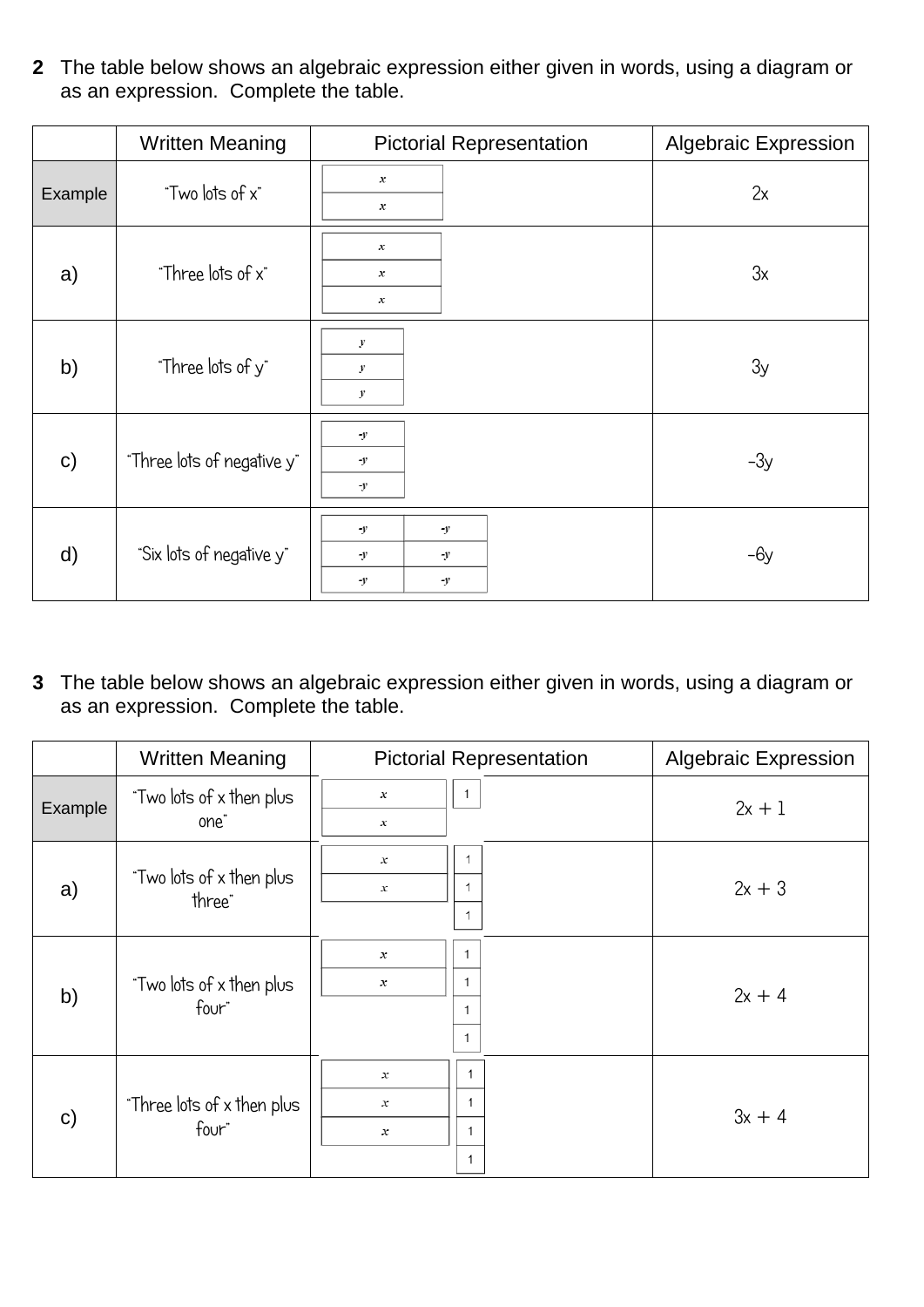**2** The table below shows an algebraic expression either given in words, using a diagram or as an expression. Complete the table.

| | Written Meaning | Pictorial Representation | Algebraic Expression |
|---|---|---|---|
| Example | "Two lots of x" | $x$, $x$ | $2x$ |
| a) | "Three lots of x" | $x$, $x$, $x$ | $3x$ |
| b) | "Three lots of y" | $y$, $y$, $y$ | $3y$ |
| c) | "Three lots of negative y" | $-y$, $-y$, $-y$ | $-3y$ |
| d) | "Six lots of negative y" | $-y$, $-y$, $-y$, $-y$, $-y$, $-y$ | $-6y$ |

**3** The table below shows an algebraic expression either given in words, using a diagram or as an expression. Complete the table.

| | Written Meaning | Pictorial Representation | Algebraic Expression |
|---|---|---|---|
| Example | "Two lots of x then plus one" | $x$, $x$, 1 | $2x + 1$ |
| a) | "Two lots of x then plus three" | $x$, $x$, 1, 1, 1 | $2x + 3$ |
| b) | "Two lots of x then plus four" | $x$, $x$, 1, 1, 1, 1 | $2x + 4$ |
| c) | "Three lots of x then plus four" | $x$, $x$, $x$, 1, 1, 1, 1 | $3x + 4$ |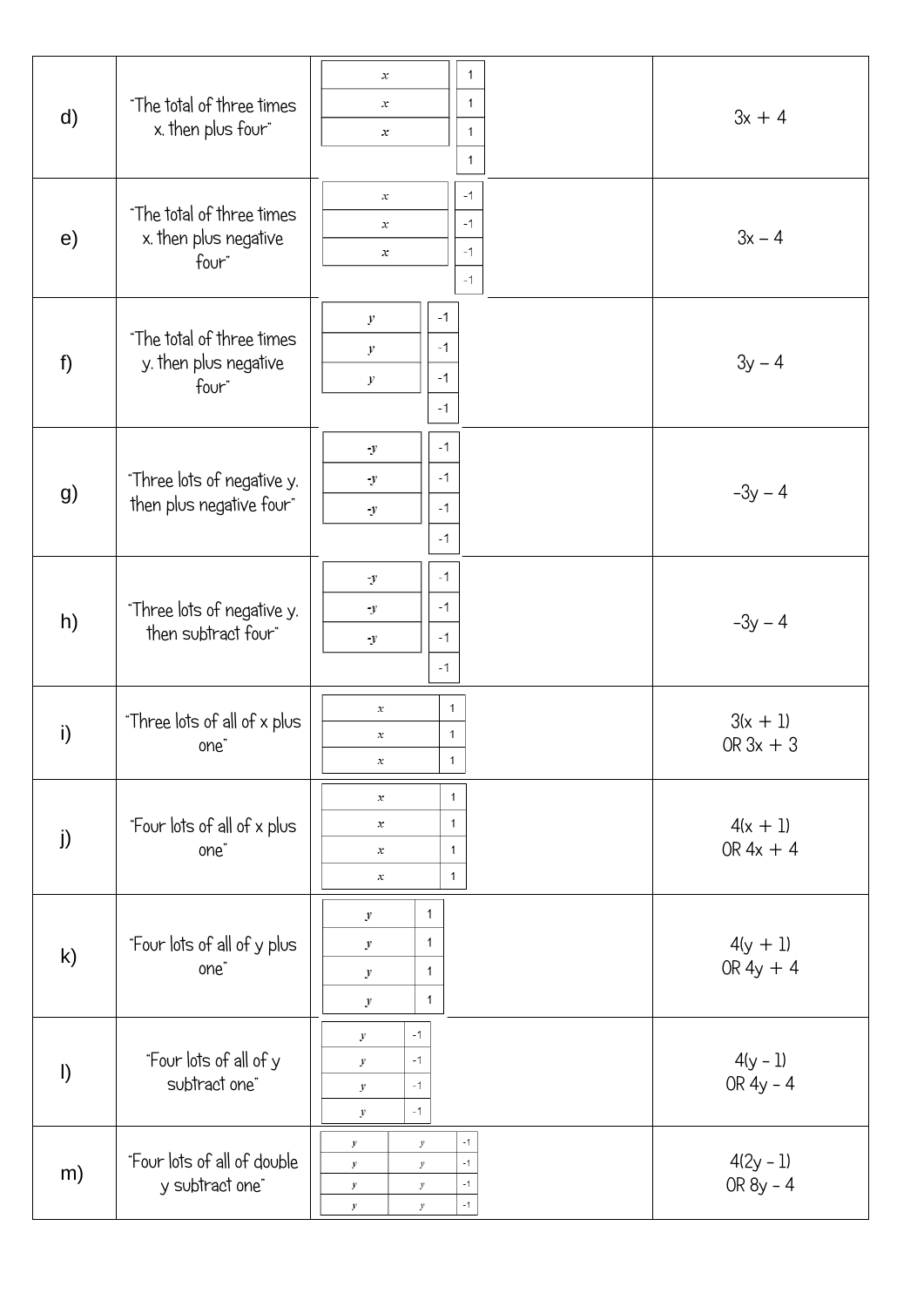| | | | |
|---|---|---|---|
| d) | "The total of three times x, then plus four" | $x$, $x$, $x$ / 1, 1, 1, 1 | $3x + 4$ |
| e) | "The total of three times x, then plus negative four" | $x$, $x$, $x$ / -1, -1, -1, -1 | $3x – 4$ |
| f) | "The total of three times y, then plus negative four" | $y$, $y$, $y$ / -1, -1, -1, -1 | $3y – 4$ |
| g) | "Three lots of negative y, then plus negative four" | $-y$, $-y$, $-y$ / -1, -1, -1, -1 | $–3y – 4$ |
| h) | "Three lots of negative y, then subtract four" | $-y$, $-y$, $-y$ / -1, -1, -1, -1 | $–3y – 4$ |
| i) | "Three lots of all of x plus one" | $x$ 1, $x$ 1, $x$ 1 | $3(x + 1)$ OR $3x + 3$ |
| j) | "Four lots of all of x plus one" | $x$ 1, $x$ 1, $x$ 1, $x$ 1 | $4(x + 1)$ OR $4x + 4$ |
| k) | "Four lots of all of y plus one" | $y$ 1, $y$ 1, $y$ 1, $y$ 1 | $4(y + 1)$ OR $4y + 4$ |
| l) | "Four lots of all of y subtract one" | $y$ -1, $y$ -1, $y$ -1, $y$ -1 | $4(y - 1)$ OR $4y - 4$ |
| m) | "Four lots of all of double y subtract one" | $y$ $y$ -1, $y$ $y$ -1, $y$ $y$ -1, $y$ $y$ -1 | $4(2y - 1)$ OR $8y - 4$ |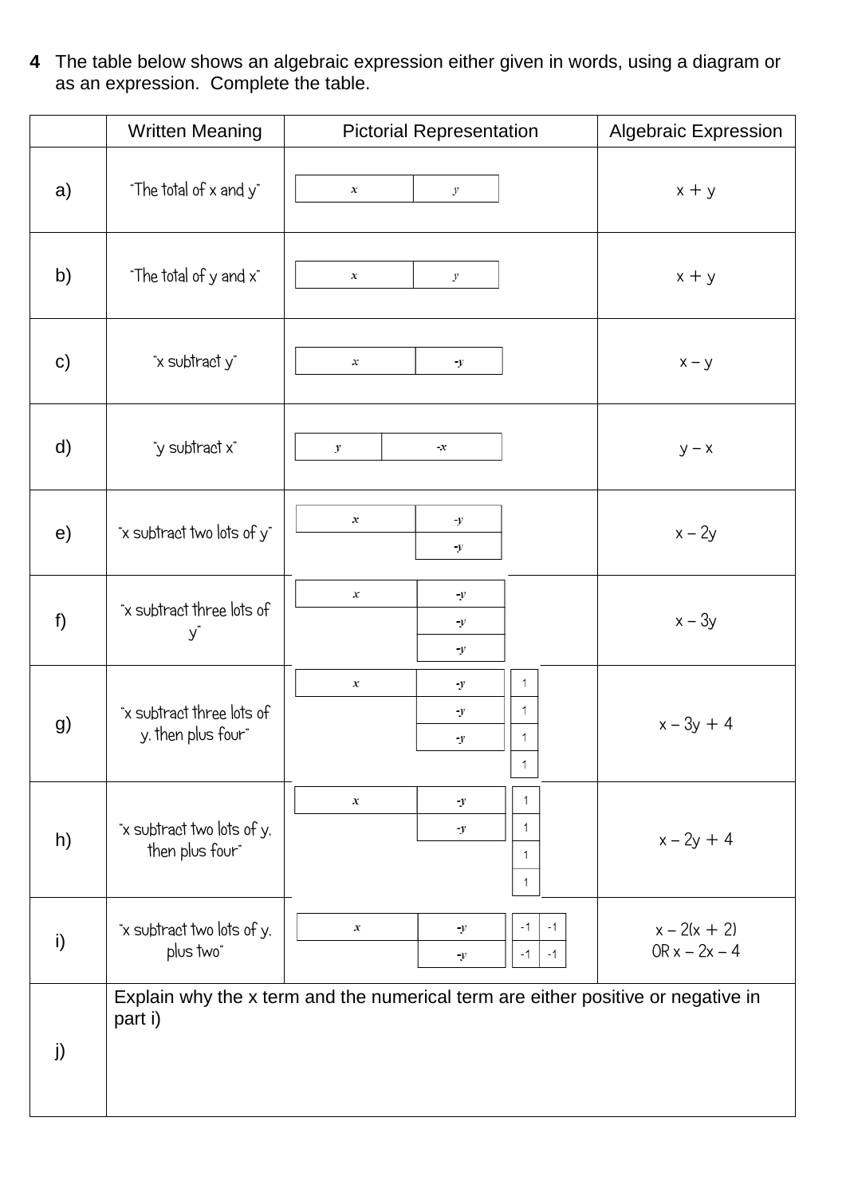**4** The table below shows an algebraic expression either given in words, using a diagram or as an expression. Complete the table.

| | Written Meaning | Pictorial Representation | Algebraic Expression |
|---|---|---|---|
| a) | "The total of x and y" | $x$ &#124; $y$ | x + y |
| b) | "The total of y and x" | $x$ &#124; $y$ | x + y |
| c) | "x subtract y" | $x$ &#124; $-y$ | x – y |
| d) | "y subtract x" | $y$ &#124; $-x$ | y – x |
| e) | "x subtract two lots of y" | $x$ &#124; $-y$, $-y$ | x – 2y |
| f) | "x subtract three lots of y" | $x$ &#124; $-y$, $-y$, $-y$ | x – 3y |
| g) | "x subtract three lots of y, then plus four" | $x$ &#124; $-y$, $-y$, $-y$ &#124; 1, 1, 1, 1 | x – 3y + 4 |
| h) | "x subtract two lots of y, then plus four" | $x$ &#124; $-y$, $-y$ &#124; 1, 1, 1, 1 | x – 2y + 4 |
| i) | "x subtract two lots of y, plus two" | $x$ &#124; $-y$, $-y$ &#124; -1, -1, -1, -1 | x – 2(x + 2)<br>OR x – 2x – 4 |
| j) | Explain why the x term and the numerical term are either positive or negative in part i) | | |